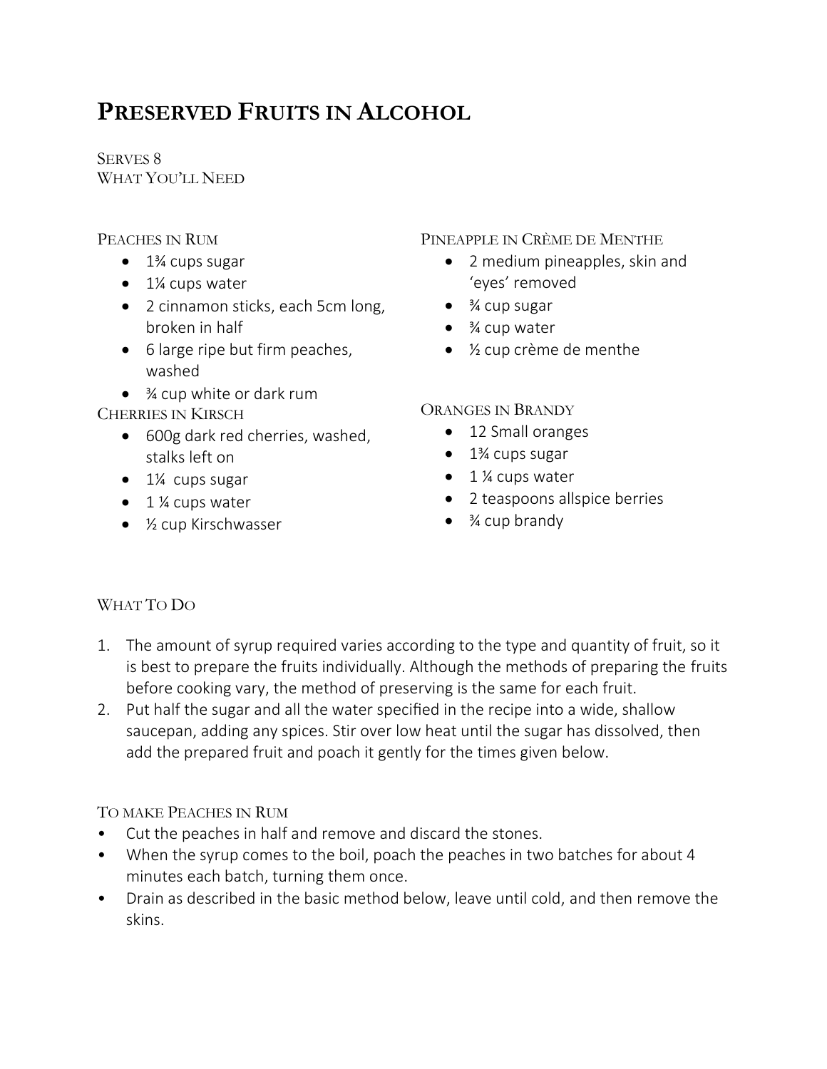# Preserved Fruits in Alcohol

Serves 8

What You'll Need

### Peaches in Rum

- 1¾ cups sugar
- 1¼ cups water
- 2 cinnamon sticks, each 5cm long, broken in half
- 6 large ripe but firm peaches, washed
- ¾ cup white or dark rum

### Cherries in Kirsch

- 600g dark red cherries, washed, stalks left on
- 1¼  cups sugar
- 1 ¼ cups water
- ½ cup Kirschwasser

### Pineapple in Crème de Menthe

- 2 medium pineapples, skin and 'eyes' removed
- ¾ cup sugar
- ¾ cup water
- ½ cup crème de menthe

### Oranges in Brandy

- 12 Small oranges
- 1¾ cups sugar
- 1 ¼ cups water
- 2 teaspoons allspice berries
- ¾ cup brandy

## What To Do

1. The amount of syrup required varies according to the type and quantity of fruit, so it is best to prepare the fruits individually. Although the methods of preparing the fruits before cooking vary, the method of preserving is the same for each fruit.
2. Put half the sugar and all the water specified in the recipe into a wide, shallow saucepan, adding any spices. Stir over low heat until the sugar has dissolved, then add the prepared fruit and poach it gently for the times given below.

### To make Peaches in Rum

- Cut the peaches in half and remove and discard the stones.
- When the syrup comes to the boil, poach the peaches in two batches for about 4 minutes each batch, turning them once.
- Drain as described in the basic method below, leave until cold, and then remove the skins.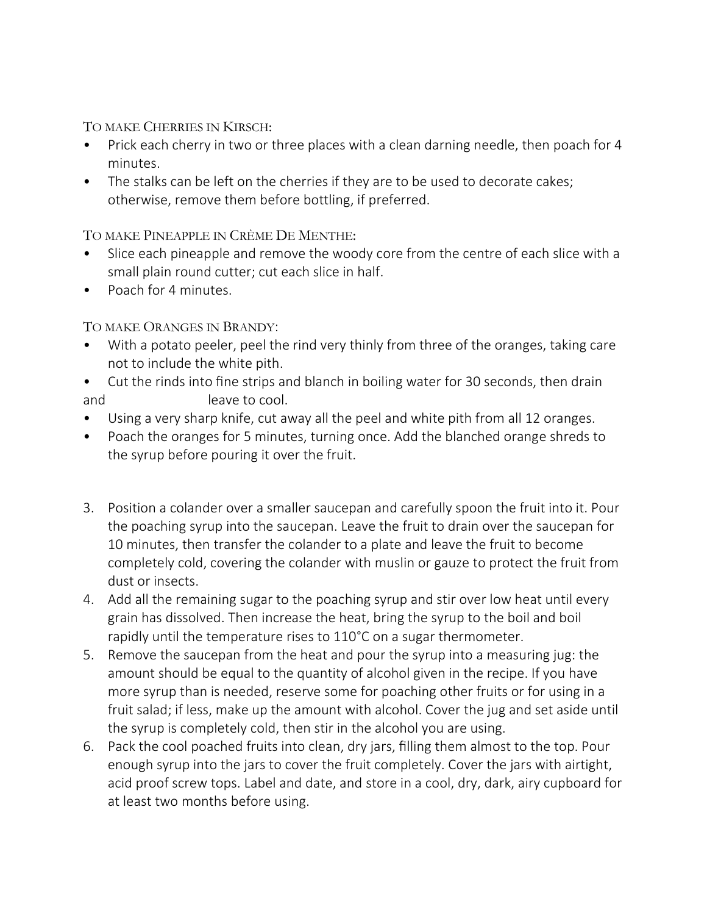To make Cherries in Kirsch:

- Prick each cherry in two or three places with a clean darning needle, then poach for 4 minutes.
- The stalks can be left on the cherries if they are to be used to decorate cakes; otherwise, remove them before bottling, if preferred.

To make Pineapple in Crème De Menthe:

- Slice each pineapple and remove the woody core from the centre of each slice with a small plain round cutter; cut each slice in half.
- Poach for 4 minutes.

To make Oranges in Brandy:

- With a potato peeler, peel the rind very thinly from three of the oranges, taking care not to include the white pith.
- Cut the rinds into fine strips and blanch in boiling water for 30 seconds, then drain and leave to cool.
- Using a very sharp knife, cut away all the peel and white pith from all 12 oranges.
- Poach the oranges for 5 minutes, turning once. Add the blanched orange shreds to the syrup before pouring it over the fruit.

3. Position a colander over a smaller saucepan and carefully spoon the fruit into it. Pour the poaching syrup into the saucepan. Leave the fruit to drain over the saucepan for 10 minutes, then transfer the colander to a plate and leave the fruit to become completely cold, covering the colander with muslin or gauze to protect the fruit from dust or insects.
4. Add all the remaining sugar to the poaching syrup and stir over low heat until every grain has dissolved. Then increase the heat, bring the syrup to the boil and boil rapidly until the temperature rises to 110°C on a sugar thermometer.
5. Remove the saucepan from the heat and pour the syrup into a measuring jug: the amount should be equal to the quantity of alcohol given in the recipe. If you have more syrup than is needed, reserve some for poaching other fruits or for using in a fruit salad; if less, make up the amount with alcohol. Cover the jug and set aside until the syrup is completely cold, then stir in the alcohol you are using.
6. Pack the cool poached fruits into clean, dry jars, filling them almost to the top. Pour enough syrup into the jars to cover the fruit completely. Cover the jars with airtight, acid proof screw tops. Label and date, and store in a cool, dry, dark, airy cupboard for at least two months before using.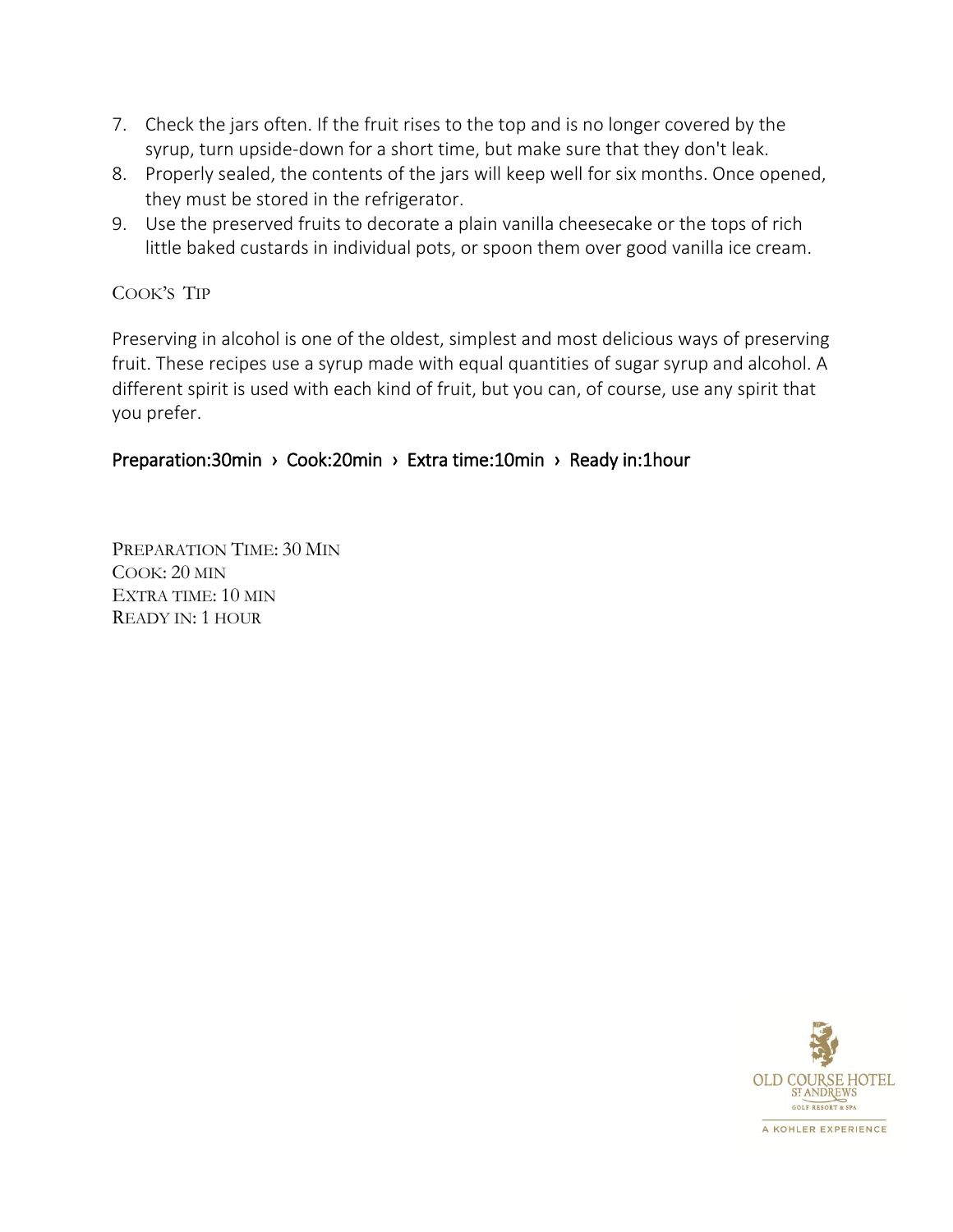7. Check the jars often. If the fruit rises to the top and is no longer covered by the syrup, turn upside-down for a short time, but make sure that they don't leak.
8. Properly sealed, the contents of the jars will keep well for six months. Once opened, they must be stored in the refrigerator.
9. Use the preserved fruits to decorate a plain vanilla cheesecake or the tops of rich little baked custards in individual pots, or spoon them over good vanilla ice cream.

Cook's Tip

Preserving in alcohol is one of the oldest, simplest and most delicious ways of preserving fruit. These recipes use a syrup made with equal quantities of sugar syrup and alcohol. A different spirit is used with each kind of fruit, but you can, of course, use any spirit that you prefer.

Preparation:30min › Cook:20min › Extra time:10min › Ready in:1hour

Preparation Time: 30 Min
Cook: 20 min
Extra time: 10 min
Ready in: 1 hour